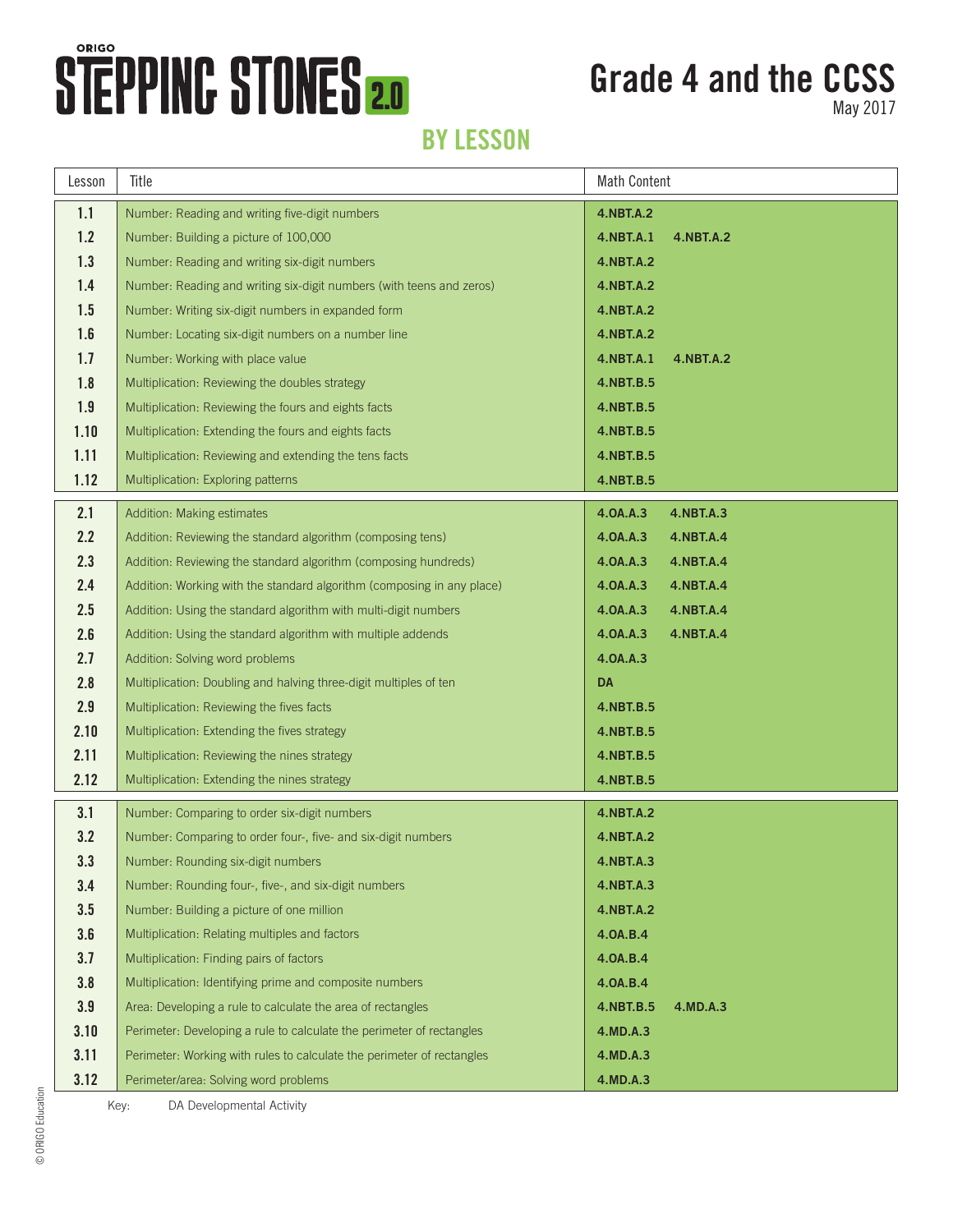# ORIGO STEPPING STONES 2.0

# Grade 4 and the CCSS

May 2017

## BY LESSON

| Lesson | Title | Math Content |
|---|---|---|
| 1.1 | Number: Reading and writing five-digit numbers | **4.NBT.A.2** |
| 1.2 | Number: Building a picture of 100,000 | **4.NBT.A.1 4.NBT.A.2** |
| 1.3 | Number: Reading and writing six-digit numbers | **4.NBT.A.2** |
| 1.4 | Number: Reading and writing six-digit numbers (with teens and zeros) | **4.NBT.A.2** |
| 1.5 | Number: Writing six-digit numbers in expanded form | **4.NBT.A.2** |
| 1.6 | Number: Locating six-digit numbers on a number line | **4.NBT.A.2** |
| 1.7 | Number: Working with place value | **4.NBT.A.1 4.NBT.A.2** |
| 1.8 | Multiplication: Reviewing the doubles strategy | **4.NBT.B.5** |
| 1.9 | Multiplication: Reviewing the fours and eights facts | **4.NBT.B.5** |
| 1.10 | Multiplication: Extending the fours and eights facts | **4.NBT.B.5** |
| 1.11 | Multiplication: Reviewing and extending the tens facts | **4.NBT.B.5** |
| 1.12 | Multiplication: Exploring patterns | **4.NBT.B.5** |
| 2.1 | Addition: Making estimates | **4.OA.A.3 4.NBT.A.3** |
| 2.2 | Addition: Reviewing the standard algorithm (composing tens) | **4.OA.A.3 4.NBT.A.4** |
| 2.3 | Addition: Reviewing the standard algorithm (composing hundreds) | **4.OA.A.3 4.NBT.A.4** |
| 2.4 | Addition: Working with the standard algorithm (composing in any place) | **4.OA.A.3 4.NBT.A.4** |
| 2.5 | Addition: Using the standard algorithm with multi-digit numbers | **4.OA.A.3 4.NBT.A.4** |
| 2.6 | Addition: Using the standard algorithm with multiple addends | **4.OA.A.3 4.NBT.A.4** |
| 2.7 | Addition: Solving word problems | **4.OA.A.3** |
| 2.8 | Multiplication: Doubling and halving three-digit multiples of ten | **DA** |
| 2.9 | Multiplication: Reviewing the fives facts | **4.NBT.B.5** |
| 2.10 | Multiplication: Extending the fives strategy | **4.NBT.B.5** |
| 2.11 | Multiplication: Reviewing the nines strategy | **4.NBT.B.5** |
| 2.12 | Multiplication: Extending the nines strategy | **4.NBT.B.5** |
| 3.1 | Number: Comparing to order six-digit numbers | **4.NBT.A.2** |
| 3.2 | Number: Comparing to order four-, five- and six-digit numbers | **4.NBT.A.2** |
| 3.3 | Number: Rounding six-digit numbers | **4.NBT.A.3** |
| 3.4 | Number: Rounding four-, five-, and six-digit numbers | **4.NBT.A.3** |
| 3.5 | Number: Building a picture of one million | **4.NBT.A.2** |
| 3.6 | Multiplication: Relating multiples and factors | **4.OA.B.4** |
| 3.7 | Multiplication: Finding pairs of factors | **4.OA.B.4** |
| 3.8 | Multiplication: Identifying prime and composite numbers | **4.OA.B.4** |
| 3.9 | Area: Developing a rule to calculate the area of rectangles | **4.NBT.B.5 4.MD.A.3** |
| 3.10 | Perimeter: Developing a rule to calculate the perimeter of rectangles | **4.MD.A.3** |
| 3.11 | Perimeter: Working with rules to calculate the perimeter of rectangles | **4.MD.A.3** |
| 3.12 | Perimeter/area: Solving word problems | **4.MD.A.3** |

Key: DA Developmental Activity

© ORIGO Education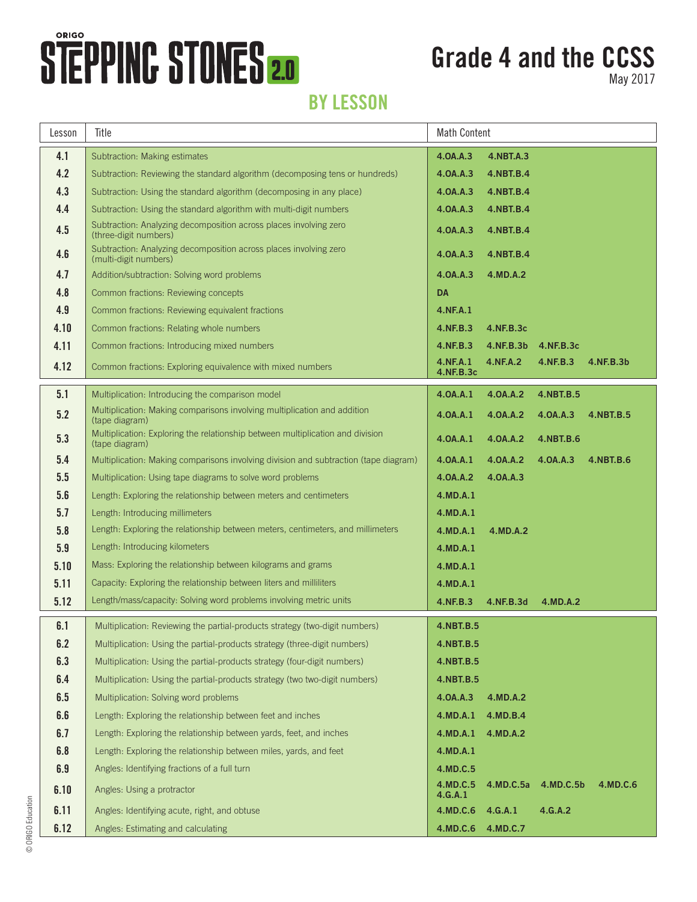ORIGO STEPPING STONES 2.0

# Grade 4 and the CCSS

May 2017

## BY LESSON

| Lesson | Title | Math Content |
|---|---|---|
| 4.1 | Subtraction: Making estimates | 4.OA.A.3 4.NBT.A.3 |
| 4.2 | Subtraction: Reviewing the standard algorithm (decomposing tens or hundreds) | 4.OA.A.3 4.NBT.B.4 |
| 4.3 | Subtraction: Using the standard algorithm (decomposing in any place) | 4.OA.A.3 4.NBT.B.4 |
| 4.4 | Subtraction: Using the standard algorithm with multi-digit numbers | 4.OA.A.3 4.NBT.B.4 |
| 4.5 | Subtraction: Analyzing decomposition across places involving zero (three-digit numbers) | 4.OA.A.3 4.NBT.B.4 |
| 4.6 | Subtraction: Analyzing decomposition across places involving zero (multi-digit numbers) | 4.OA.A.3 4.NBT.B.4 |
| 4.7 | Addition/subtraction: Solving word problems | 4.OA.A.3 4.MD.A.2 |
| 4.8 | Common fractions: Reviewing concepts | DA |
| 4.9 | Common fractions: Reviewing equivalent fractions | 4.NF.A.1 |
| 4.10 | Common fractions: Relating whole numbers | 4.NF.B.3 4.NF.B.3c |
| 4.11 | Common fractions: Introducing mixed numbers | 4.NF.B.3 4.NF.B.3b 4.NF.B.3c |
| 4.12 | Common fractions: Exploring equivalence with mixed numbers | 4.NF.A.1 4.NF.A.2 4.NF.B.3 4.NF.B.3b 4.NF.B.3c |
| 5.1 | Multiplication: Introducing the comparison model | 4.OA.A.1 4.OA.A.2 4.NBT.B.5 |
| 5.2 | Multiplication: Making comparisons involving multiplication and addition (tape diagram) | 4.OA.A.1 4.OA.A.2 4.OA.A.3 4.NBT.B.5 |
| 5.3 | Multiplication: Exploring the relationship between multiplication and division (tape diagram) | 4.OA.A.1 4.OA.A.2 4.NBT.B.6 |
| 5.4 | Multiplication: Making comparisons involving division and subtraction (tape diagram) | 4.OA.A.1 4.OA.A.2 4.OA.A.3 4.NBT.B.6 |
| 5.5 | Multiplication: Using tape diagrams to solve word problems | 4.OA.A.2 4.OA.A.3 |
| 5.6 | Length: Exploring the relationship between meters and centimeters | 4.MD.A.1 |
| 5.7 | Length: Introducing millimeters | 4.MD.A.1 |
| 5.8 | Length: Exploring the relationship between meters, centimeters, and millimeters | 4.MD.A.1 4.MD.A.2 |
| 5.9 | Length: Introducing kilometers | 4.MD.A.1 |
| 5.10 | Mass: Exploring the relationship between kilograms and grams | 4.MD.A.1 |
| 5.11 | Capacity: Exploring the relationship between liters and milliliters | 4.MD.A.1 |
| 5.12 | Length/mass/capacity: Solving word problems involving metric units | 4.NF.B.3 4.NF.B.3d 4.MD.A.2 |
| 6.1 | Multiplication: Reviewing the partial-products strategy (two-digit numbers) | 4.NBT.B.5 |
| 6.2 | Multiplication: Using the partial-products strategy (three-digit numbers) | 4.NBT.B.5 |
| 6.3 | Multiplication: Using the partial-products strategy (four-digit numbers) | 4.NBT.B.5 |
| 6.4 | Multiplication: Using the partial-products strategy (two two-digit numbers) | 4.NBT.B.5 |
| 6.5 | Multiplication: Solving word problems | 4.OA.A.3 4.MD.A.2 |
| 6.6 | Length: Exploring the relationship between feet and inches | 4.MD.A.1 4.MD.B.4 |
| 6.7 | Length: Exploring the relationship between yards, feet, and inches | 4.MD.A.1 4.MD.A.2 |
| 6.8 | Length: Exploring the relationship between miles, yards, and feet | 4.MD.A.1 |
| 6.9 | Angles: Identifying fractions of a full turn | 4.MD.C.5 |
| 6.10 | Angles: Using a protractor | 4.MD.C.5 4.MD.C.5a 4.MD.C.5b 4.MD.C.6 4.G.A.1 |
| 6.11 | Angles: Identifying acute, right, and obtuse | 4.MD.C.6 4.G.A.1 4.G.A.2 |
| 6.12 | Angles: Estimating and calculating | 4.MD.C.6 4.MD.C.7 |

© ORIGO Education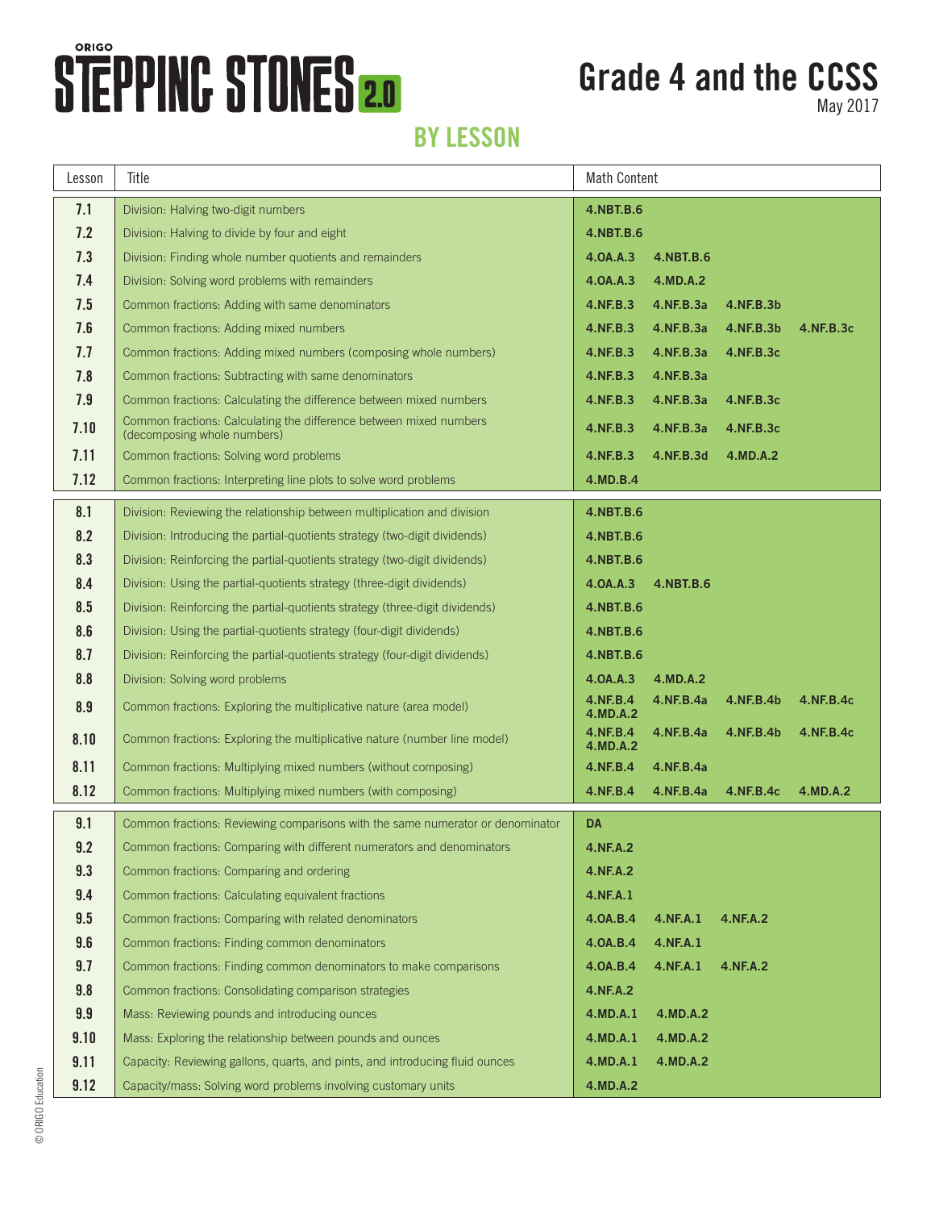# ORIGO STEPPING STONES 2.0

# Grade 4 and the CCSS

May 2017

## BY LESSON

| Lesson | Title | Math Content |
|---|---|---|
| 7.1 | Division: Halving two-digit numbers | **4.NBT.B.6** |
| 7.2 | Division: Halving to divide by four and eight | **4.NBT.B.6** |
| 7.3 | Division: Finding whole number quotients and remainders | **4.OA.A.3 4.NBT.B.6** |
| 7.4 | Division: Solving word problems with remainders | **4.OA.A.3 4.MD.A.2** |
| 7.5 | Common fractions: Adding with same denominators | **4.NF.B.3 4.NF.B.3a 4.NF.B.3b** |
| 7.6 | Common fractions: Adding mixed numbers | **4.NF.B.3 4.NF.B.3a 4.NF.B.3b 4.NF.B.3c** |
| 7.7 | Common fractions: Adding mixed numbers (composing whole numbers) | **4.NF.B.3 4.NF.B.3a 4.NF.B.3c** |
| 7.8 | Common fractions: Subtracting with same denominators | **4.NF.B.3 4.NF.B.3a** |
| 7.9 | Common fractions: Calculating the difference between mixed numbers | **4.NF.B.3 4.NF.B.3a 4.NF.B.3c** |
| 7.10 | Common fractions: Calculating the difference between mixed numbers (decomposing whole numbers) | **4.NF.B.3 4.NF.B.3a 4.NF.B.3c** |
| 7.11 | Common fractions: Solving word problems | **4.NF.B.3 4.NF.B.3d 4.MD.A.2** |
| 7.12 | Common fractions: Interpreting line plots to solve word problems | **4.MD.B.4** |
| 8.1 | Division: Reviewing the relationship between multiplication and division | **4.NBT.B.6** |
| 8.2 | Division: Introducing the partial-quotients strategy (two-digit dividends) | **4.NBT.B.6** |
| 8.3 | Division: Reinforcing the partial-quotients strategy (two-digit dividends) | **4.NBT.B.6** |
| 8.4 | Division: Using the partial-quotients strategy (three-digit dividends) | **4.OA.A.3 4.NBT.B.6** |
| 8.5 | Division: Reinforcing the partial-quotients strategy (three-digit dividends) | **4.NBT.B.6** |
| 8.6 | Division: Using the partial-quotients strategy (four-digit dividends) | **4.NBT.B.6** |
| 8.7 | Division: Reinforcing the partial-quotients strategy (four-digit dividends) | **4.NBT.B.6** |
| 8.8 | Division: Solving word problems | **4.OA.A.3 4.MD.A.2** |
| 8.9 | Common fractions: Exploring the multiplicative nature (area model) | **4.NF.B.4 4.NF.B.4a 4.NF.B.4b 4.NF.B.4c 4.MD.A.2** |
| 8.10 | Common fractions: Exploring the multiplicative nature (number line model) | **4.NF.B.4 4.NF.B.4a 4.NF.B.4b 4.NF.B.4c 4.MD.A.2** |
| 8.11 | Common fractions: Multiplying mixed numbers (without composing) | **4.NF.B.4 4.NF.B.4a** |
| 8.12 | Common fractions: Multiplying mixed numbers (with composing) | **4.NF.B.4 4.NF.B.4a 4.NF.B.4c 4.MD.A.2** |
| 9.1 | Common fractions: Reviewing comparisons with the same numerator or denominator | **DA** |
| 9.2 | Common fractions: Comparing with different numerators and denominators | **4.NF.A.2** |
| 9.3 | Common fractions: Comparing and ordering | **4.NF.A.2** |
| 9.4 | Common fractions: Calculating equivalent fractions | **4.NF.A.1** |
| 9.5 | Common fractions: Comparing with related denominators | **4.OA.B.4 4.NF.A.1 4.NF.A.2** |
| 9.6 | Common fractions: Finding common denominators | **4.OA.B.4 4.NF.A.1** |
| 9.7 | Common fractions: Finding common denominators to make comparisons | **4.OA.B.4 4.NF.A.1 4.NF.A.2** |
| 9.8 | Common fractions: Consolidating comparison strategies | **4.NF.A.2** |
| 9.9 | Mass: Reviewing pounds and introducing ounces | **4.MD.A.1 4.MD.A.2** |
| 9.10 | Mass: Exploring the relationship between pounds and ounces | **4.MD.A.1 4.MD.A.2** |
| 9.11 | Capacity: Reviewing gallons, quarts, and pints, and introducing fluid ounces | **4.MD.A.1 4.MD.A.2** |
| 9.12 | Capacity/mass: Solving word problems involving customary units | **4.MD.A.2** |

© ORIGO Education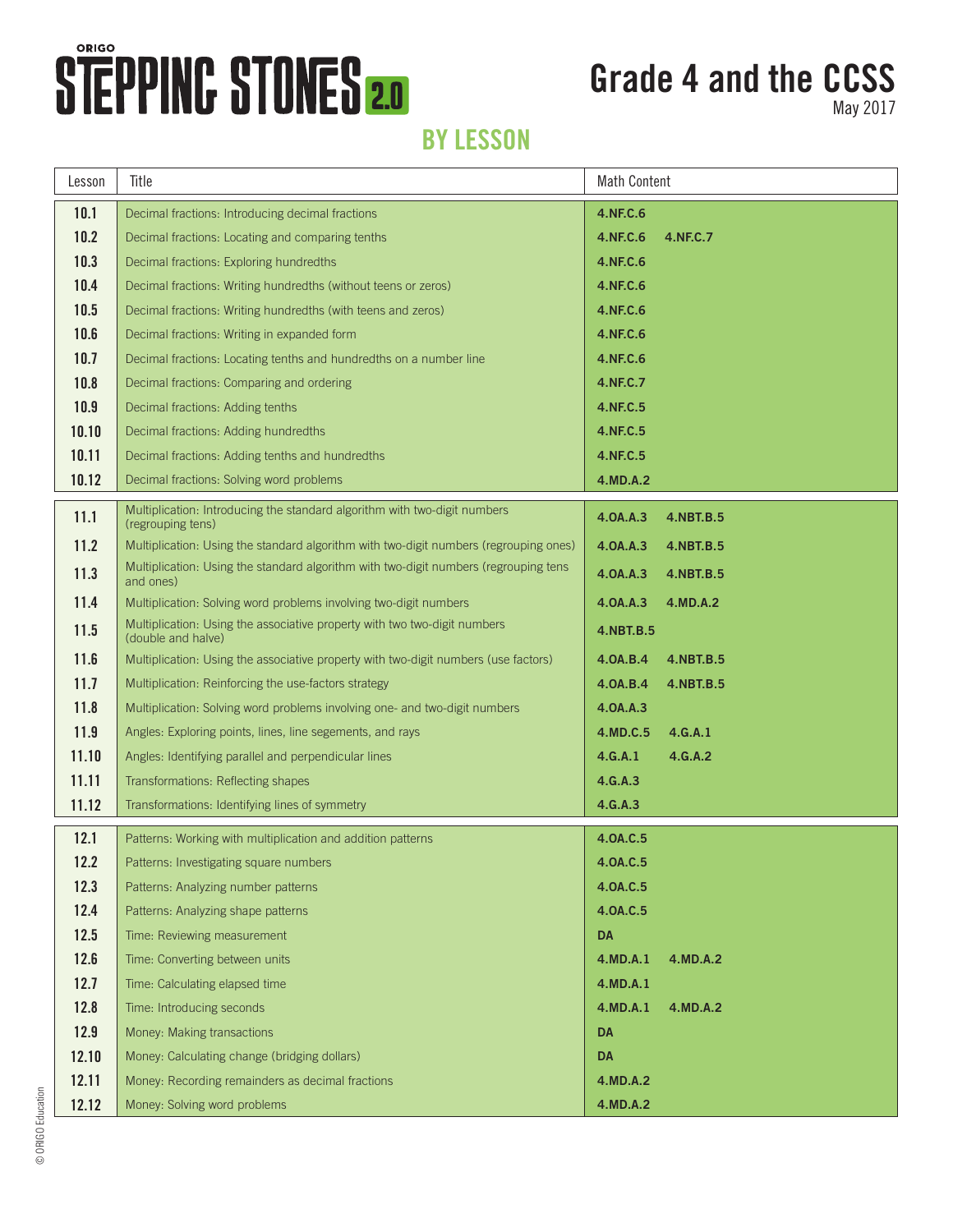# ORIGO STEPPING STONES 2.0

# Grade 4 and the CCSS

May 2017

## BY LESSON

| Lesson | Title | Math Content |
|---|---|---|
| 10.1 | Decimal fractions: Introducing decimal fractions | **4.NF.C.6** |
| 10.2 | Decimal fractions: Locating and comparing tenths | **4.NF.C.6 4.NF.C.7** |
| 10.3 | Decimal fractions: Exploring hundredths | **4.NF.C.6** |
| 10.4 | Decimal fractions: Writing hundredths (without teens or zeros) | **4.NF.C.6** |
| 10.5 | Decimal fractions: Writing hundredths (with teens and zeros) | **4.NF.C.6** |
| 10.6 | Decimal fractions: Writing in expanded form | **4.NF.C.6** |
| 10.7 | Decimal fractions: Locating tenths and hundredths on a number line | **4.NF.C.6** |
| 10.8 | Decimal fractions: Comparing and ordering | **4.NF.C.7** |
| 10.9 | Decimal fractions: Adding tenths | **4.NF.C.5** |
| 10.10 | Decimal fractions: Adding hundredths | **4.NF.C.5** |
| 10.11 | Decimal fractions: Adding tenths and hundredths | **4.NF.C.5** |
| 10.12 | Decimal fractions: Solving word problems | **4.MD.A.2** |
| 11.1 | Multiplication: Introducing the standard algorithm with two-digit numbers (regrouping tens) | **4.OA.A.3 4.NBT.B.5** |
| 11.2 | Multiplication: Using the standard algorithm with two-digit numbers (regrouping ones) | **4.OA.A.3 4.NBT.B.5** |
| 11.3 | Multiplication: Using the standard algorithm with two-digit numbers (regrouping tens and ones) | **4.OA.A.3 4.NBT.B.5** |
| 11.4 | Multiplication: Solving word problems involving two-digit numbers | **4.OA.A.3 4.MD.A.2** |
| 11.5 | Multiplication: Using the associative property with two two-digit numbers (double and halve) | **4.NBT.B.5** |
| 11.6 | Multiplication: Using the associative property with two-digit numbers (use factors) | **4.OA.B.4 4.NBT.B.5** |
| 11.7 | Multiplication: Reinforcing the use-factors strategy | **4.OA.B.4 4.NBT.B.5** |
| 11.8 | Multiplication: Solving word problems involving one- and two-digit numbers | **4.OA.A.3** |
| 11.9 | Angles: Exploring points, lines, line segements, and rays | **4.MD.C.5 4.G.A.1** |
| 11.10 | Angles: Identifying parallel and perpendicular lines | **4.G.A.1 4.G.A.2** |
| 11.11 | Transformations: Reflecting shapes | **4.G.A.3** |
| 11.12 | Transformations: Identifying lines of symmetry | **4.G.A.3** |
| 12.1 | Patterns: Working with multiplication and addition patterns | **4.OA.C.5** |
| 12.2 | Patterns: Investigating square numbers | **4.OA.C.5** |
| 12.3 | Patterns: Analyzing number patterns | **4.OA.C.5** |
| 12.4 | Patterns: Analyzing shape patterns | **4.OA.C.5** |
| 12.5 | Time: Reviewing measurement | **DA** |
| 12.6 | Time: Converting between units | **4.MD.A.1 4.MD.A.2** |
| 12.7 | Time: Calculating elapsed time | **4.MD.A.1** |
| 12.8 | Time: Introducing seconds | **4.MD.A.1 4.MD.A.2** |
| 12.9 | Money: Making transactions | **DA** |
| 12.10 | Money: Calculating change (bridging dollars) | **DA** |
| 12.11 | Money: Recording remainders as decimal fractions | **4.MD.A.2** |
| 12.12 | Money: Solving word problems | **4.MD.A.2** |

© ORIGO Education